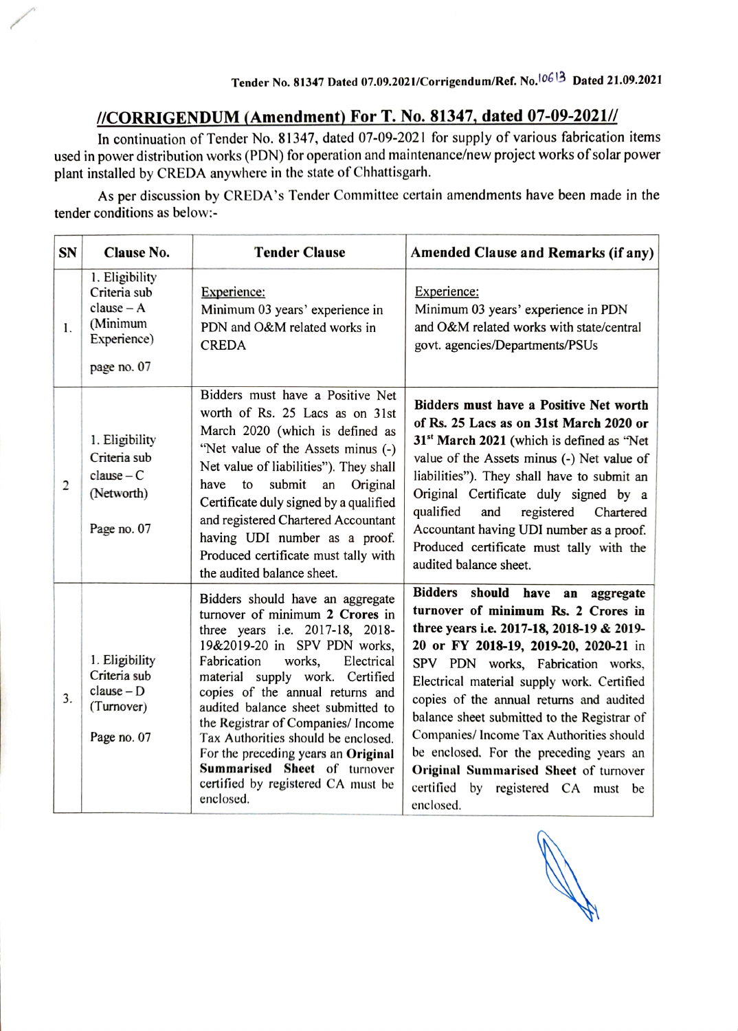Tender No. 81347 Dated 07.09.2021/Corrigendum/Ref. No.10613 Dated 21.09.2021

## //CORRIGENDUM (Amendment) For T. No. 81347, dated 07-09-2021//

In continuation of Tender No. 81347, dated 07-09-2021 for supply of various fabrication items used in power distribution works (PDN) for operation and maintenance/new project works of solar power plant installed by CREDA anywhere in the state of Chhattisgarh.

As per discussion by CREDA's Tender Committee certain amendments have been made in the tender conditions as below:-

| SN | Clause No. | Tender Clause | Amended Clause and Remarks (if any) |
|---|---|---|---|
| 1. | 1. Eligibility Criteria sub clause – A (Minimum Experience)<br><br>page no. 07 | Experience:<br>Minimum 03 years' experience in PDN and O&M related works in CREDA | Experience:<br>Minimum 03 years' experience in PDN and O&M related works with state/central govt. agencies/Departments/PSUs |
| 2 | 1. Eligibility Criteria sub clause – C (Networth)<br><br>Page no. 07 | Bidders must have a Positive Net worth of Rs. 25 Lacs as on 31st March 2020 (which is defined as "Net value of the Assets minus (-) Net value of liabilities"). They shall have to submit an Original Certificate duly signed by a qualified and registered Chartered Accountant having UDI number as a proof. Produced certificate must tally with the audited balance sheet. | **Bidders must have a Positive Net worth of Rs. 25 Lacs as on 31st March 2020 or 31st March 2021** (which is defined as "Net value of the Assets minus (-) Net value of liabilities"). They shall have to submit an Original Certificate duly signed by a qualified and registered Chartered Accountant having UDI number as a proof. Produced certificate must tally with the audited balance sheet. |
| 3. | 1. Eligibility Criteria sub clause – D (Turnover)<br><br>Page no. 07 | Bidders should have an aggregate turnover of minimum **2 Crores** in three years i.e. 2017-18, 2018-19&2019-20 in SPV PDN works, Fabrication works, Electrical material supply work. Certified copies of the annual returns and audited balance sheet submitted to the Registrar of Companies/ Income Tax Authorities should be enclosed. For the preceding years an **Original Summarised Sheet** of turnover certified by registered CA must be enclosed. | **Bidders should have an aggregate turnover of minimum Rs. 2 Crores in three years i.e. 2017-18, 2018-19 & 2019-20 or FY 2018-19, 2019-20, 2020-21** in SPV PDN works, Fabrication works, Electrical material supply work. Certified copies of the annual returns and audited balance sheet submitted to the Registrar of Companies/ Income Tax Authorities should be enclosed. For the preceding years an **Original Summarised Sheet** of turnover certified by registered CA must be enclosed. |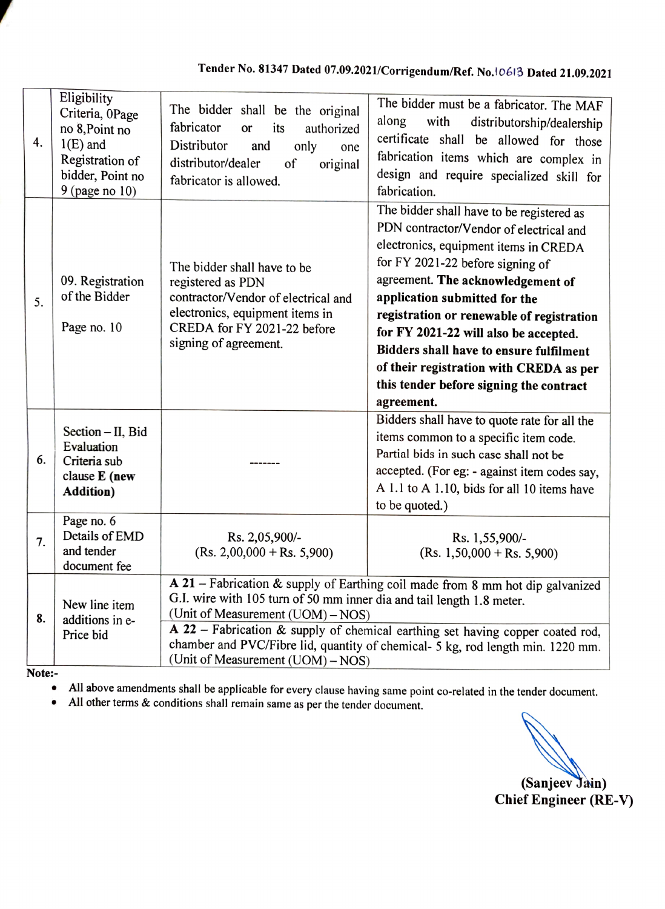**Tender No. 81347 Dated 07.09.2021/Corrigendum/Ref. No.10613 Dated 21.09.2021**

| | | | |
|---|---|---|---|
| 4. | Eligibility Criteria, 0Page no 8,Point no 1(E) and Registration of bidder, Point no 9 (page no 10) | The bidder shall be the original fabricator or its authorized Distributor and only one distributor/dealer of original fabricator is allowed. | The bidder must be a fabricator. The MAF along with distributorship/dealership certificate shall be allowed for those fabrication items which are complex in design and require specialized skill for fabrication. |
| 5. | 09. Registration of the Bidder<br><br>Page no. 10 | The bidder shall have to be registered as PDN contractor/Vendor of electrical and electronics, equipment items in CREDA for FY 2021-22 before signing of agreement. | The bidder shall have to be registered as PDN contractor/Vendor of electrical and electronics, equipment items in CREDA for FY 2021-22 before signing of agreement. **The acknowledgement of application submitted for the registration or renewable of registration for FY 2021-22 will also be accepted. Bidders shall have to ensure fulfilment of their registration with CREDA as per this tender before signing the contract agreement.** |
| 6. | Section – II, Bid Evaluation Criteria sub clause **E (new Addition)** | ------- | Bidders shall have to quote rate for all the items common to a specific item code. Partial bids in such case shall not be accepted. (For eg: - against item codes say, A 1.1 to A 1.10, bids for all 10 items have to be quoted.) |
| 7. | Page no. 6 Details of EMD and tender document fee | Rs. 2,05,900/-<br>(Rs. 2,00,000 + Rs. 5,900) | Rs. 1,55,900/-<br>(Rs. 1,50,000 + Rs. 5,900) |
| 8. | New line item additions in e-Price bid | **A 21** – Fabrication & supply of Earthing coil made from 8 mm hot dip galvanized G.I. wire with 105 turn of 50 mm inner dia and tail length 1.8 meter.<br>(Unit of Measurement (UOM) – NOS)<br><br>**A 22** – Fabrication & supply of chemical earthing set having copper coated rod, chamber and PVC/Fibre lid, quantity of chemical- 5 kg, rod length min. 1220 mm.<br>(Unit of Measurement (UOM) – NOS) | |

**Note:-**

- All above amendments shall be applicable for every clause having same point co-related in the tender document.
- All other terms & conditions shall remain same as per the tender document.

**(Sanjeev Jain)**
**Chief Engineer (RE-V)**